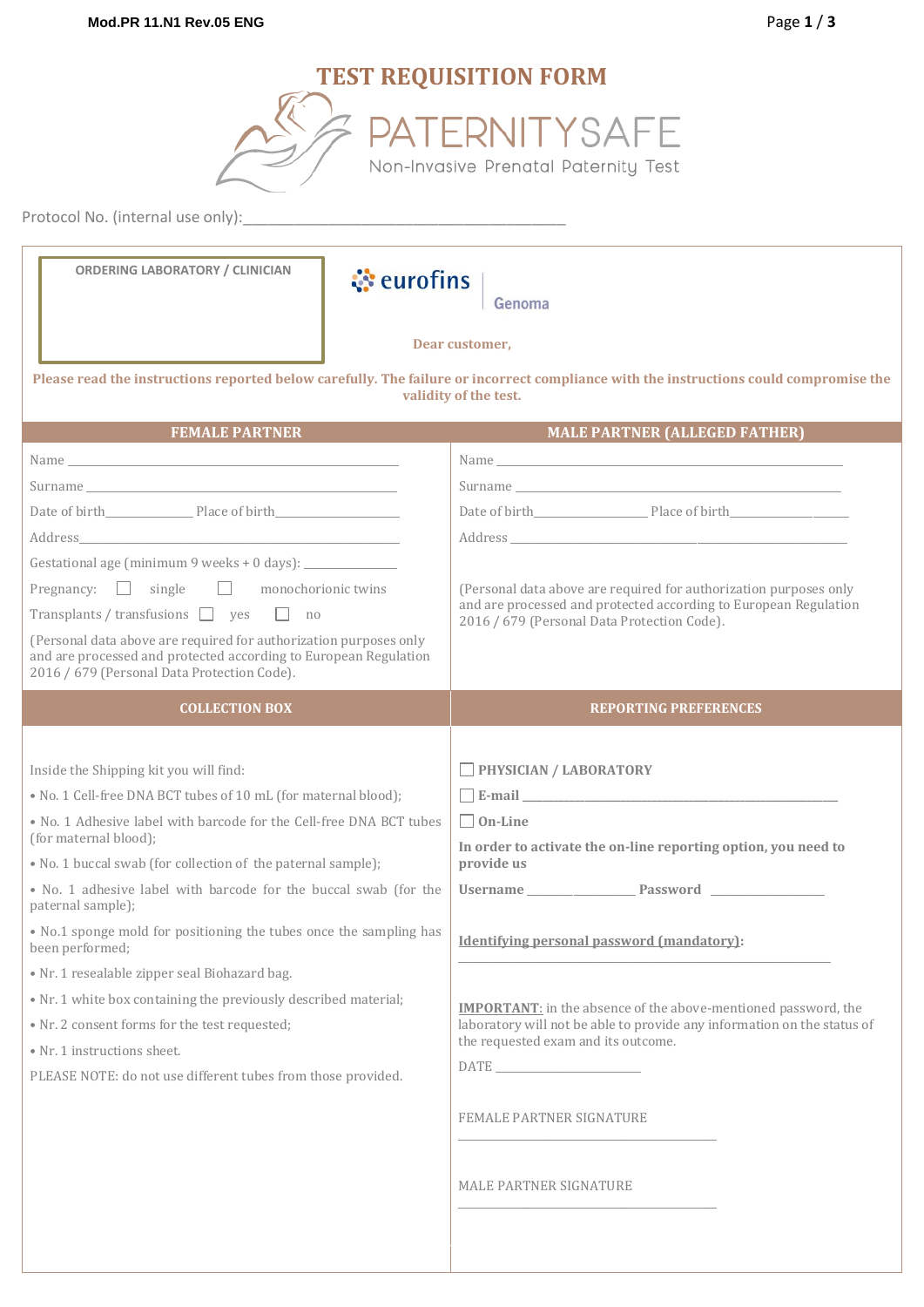# TEST REQUISITION FORM

## PATERNITYSAFE

Non-Invasive Prenatal Paternity Test

Protocol No. (internal use only):\_\_\_\_\_\_\_\_\_\_\_\_\_\_\_\_\_\_\_\_\_\_\_\_\_\_\_\_\_\_\_\_\_\_\_\_\_\_\_\_

**ORDERING LABORATORY / CLINICIAN**

eurofins Genoma

**Dear customer,**

**Please read the instructions reported below carefully. The failure or incorrect compliance with the instructions could compromise the validity of the test.**

## FEMALE PARTNER

Name \_\_\_\_\_\_\_\_\_\_\_\_\_\_\_\_\_\_\_\_\_\_\_\_\_\_\_\_\_\_\_\_\_\_\_\_\_\_\_\_

Surname \_\_\_\_\_\_\_\_\_\_\_\_\_\_\_\_\_\_\_\_\_\_\_\_\_\_\_\_\_\_\_\_\_\_\_\_\_\_

Date of birth\_\_\_\_\_\_\_\_\_\_\_\_ Place of birth\_\_\_\_\_\_\_\_\_\_\_\_\_\_\_\_

Address\_\_\_\_\_\_\_\_\_\_\_\_\_\_\_\_\_\_\_\_\_\_\_\_\_\_\_\_\_\_\_\_\_\_\_\_\_\_\_\_

Gestational age (minimum 9 weeks + 0 days): \_\_\_\_\_\_\_\_\_\_\_\_

Pregnancy: ☐ single ☐ monochorionic twins

Transplants / transfusions ☐ yes ☐ no

(Personal data above are required for authorization purposes only and are processed and protected according to European Regulation 2016 / 679 (Personal Data Protection Code).

## MALE PARTNER (ALLEGED FATHER)

Name \_\_\_\_\_\_\_\_\_\_\_\_\_\_\_\_\_\_\_\_\_\_\_\_\_\_\_\_\_\_\_\_\_\_\_\_\_\_\_\_

Surname \_\_\_\_\_\_\_\_\_\_\_\_\_\_\_\_\_\_\_\_\_\_\_\_\_\_\_\_\_\_\_\_\_\_\_\_\_\_

Date of birth\_\_\_\_\_\_\_\_\_\_\_\_\_\_ Place of birth\_\_\_\_\_\_\_\_\_\_\_\_\_\_\_\_

Address \_\_\_\_\_\_\_\_\_\_\_\_\_\_\_\_\_\_\_\_\_\_\_\_\_\_\_\_\_\_\_\_\_\_\_\_\_\_\_\_

(Personal data above are required for authorization purposes only and are processed and protected according to European Regulation 2016 / 679 (Personal Data Protection Code).

## COLLECTION BOX

Inside the Shipping kit you will find:

- No. 1 Cell-free DNA BCT tubes of 10 mL (for maternal blood);
- No. 1 Adhesive label with barcode for the Cell-free DNA BCT tubes (for maternal blood);
- No. 1 buccal swab (for collection of the paternal sample);
- No. 1 adhesive label with barcode for the buccal swab (for the paternal sample);
- No.1 sponge mold for positioning the tubes once the sampling has been performed;
- Nr. 1 resealable zipper seal Biohazard bag.
- Nr. 1 white box containing the previously described material;
- Nr. 2 consent forms for the test requested;
- Nr. 1 instructions sheet.

PLEASE NOTE: do not use different tubes from those provided.

## REPORTING PREFERENCES

☐ **PHYSICIAN / LABORATORY**

☐ **E-mail** \_\_\_\_\_\_\_\_\_\_\_\_\_\_\_\_\_\_\_\_\_\_\_\_\_\_\_\_\_\_\_\_\_\_\_\_\_\_

☐ **On-Line**

**In order to activate the on-line reporting option, you need to provide us**

**Username** \_\_\_\_\_\_\_\_\_\_\_\_\_\_ **Password** \_\_\_\_\_\_\_\_\_\_\_\_\_\_

**Identifying personal password (mandatory):**

\_\_\_\_\_\_\_\_\_\_\_\_\_\_\_\_\_\_\_\_\_\_\_\_\_\_\_\_\_\_\_\_\_\_\_\_\_\_\_\_\_\_\_\_\_\_

**IMPORTANT**: in the absence of the above-mentioned password, the laboratory will not be able to provide any information on the status of the requested exam and its outcome.

DATE \_\_\_\_\_\_\_\_\_\_\_\_\_\_\_\_

FEMALE PARTNER SIGNATURE

\_\_\_\_\_\_\_\_\_\_\_\_\_\_\_\_\_\_\_\_\_\_\_\_\_\_\_\_\_\_

MALE PARTNER SIGNATURE

\_\_\_\_\_\_\_\_\_\_\_\_\_\_\_\_\_\_\_\_\_\_\_\_\_\_\_\_\_\_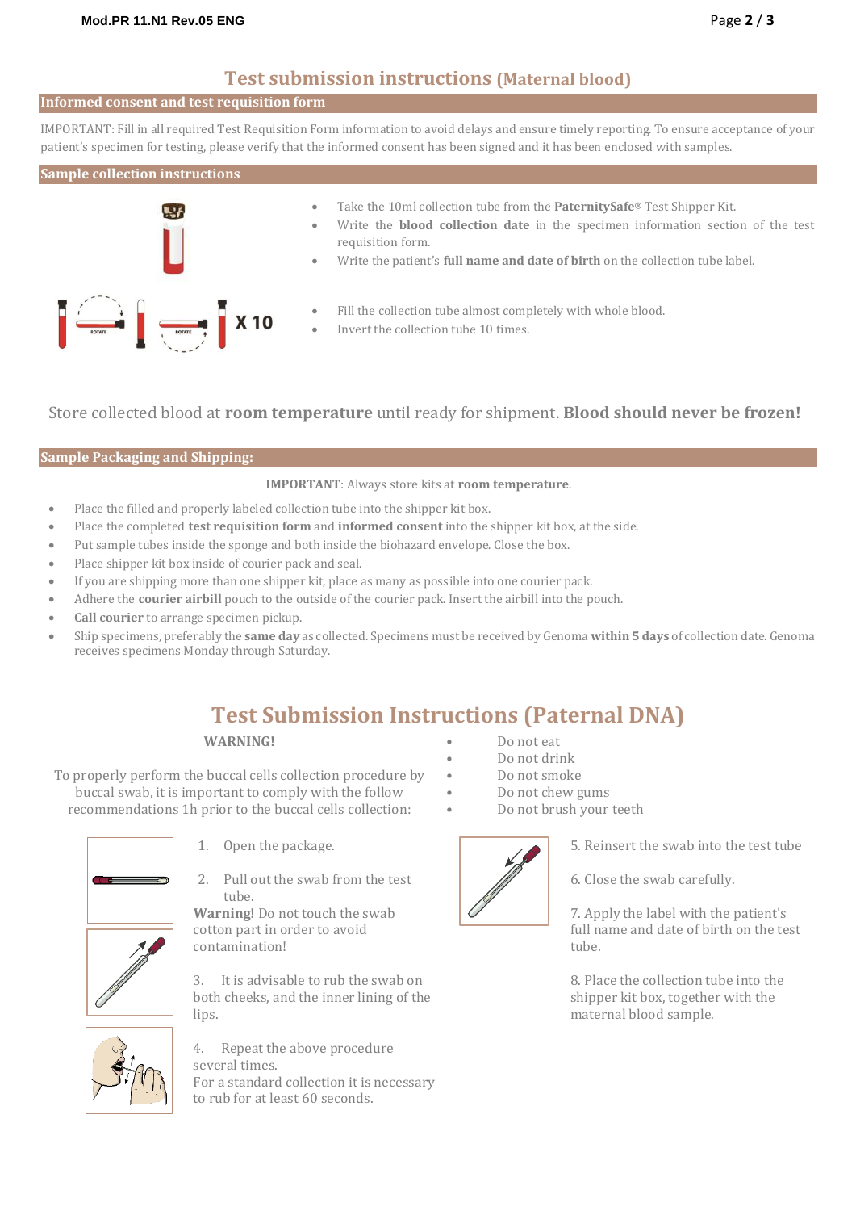# Test submission instructions (Maternal blood)

## Informed consent and test requisition form

IMPORTANT: Fill in all required Test Requisition Form information to avoid delays and ensure timely reporting. To ensure acceptance of your patient's specimen for testing, please verify that the informed consent has been signed and it has been enclosed with samples.

## Sample collection instructions

- Take the 10ml collection tube from the **PaternitySafe®** Test Shipper Kit.
- Write the **blood collection date** in the specimen information section of the test requisition form.
- Write the patient's **full name and date of birth** on the collection tube label.

ROTATE ROTATE X 10

- Fill the collection tube almost completely with whole blood.
- Invert the collection tube 10 times.

Store collected blood at **room temperature** until ready for shipment. **Blood should never be frozen!**

## Sample Packaging and Shipping:

**IMPORTANT**: Always store kits at **room temperature**.

- Place the filled and properly labeled collection tube into the shipper kit box.
- Place the completed **test requisition form** and **informed consent** into the shipper kit box, at the side.
- Put sample tubes inside the sponge and both inside the biohazard envelope. Close the box.
- Place shipper kit box inside of courier pack and seal.
- If you are shipping more than one shipper kit, place as many as possible into one courier pack.
- Adhere the **courier airbill** pouch to the outside of the courier pack. Insert the airbill into the pouch.
- **Call courier** to arrange specimen pickup.
- Ship specimens, preferably the **same day** as collected. Specimens must be received by Genoma **within 5 days** of collection date. Genoma receives specimens Monday through Saturday.

# Test Submission Instructions (Paternal DNA)

**WARNING!**

To properly perform the buccal cells collection procedure by buccal swab, it is important to comply with the follow recommendations 1h prior to the buccal cells collection:

- Do not eat
- Do not drink
- Do not smoke
- Do not chew gums
- Do not brush your teeth

1. Open the package.
2. Pull out the swab from the test tube.

**Warning**! Do not touch the swab cotton part in order to avoid contamination!

3. It is advisable to rub the swab on both cheeks, and the inner lining of the lips.
4. Repeat the above procedure several times. For a standard collection it is necessary to rub for at least 60 seconds.
5. Reinsert the swab into the test tube
6. Close the swab carefully.
7. Apply the label with the patient's full name and date of birth on the test tube.
8. Place the collection tube into the shipper kit box, together with the maternal blood sample.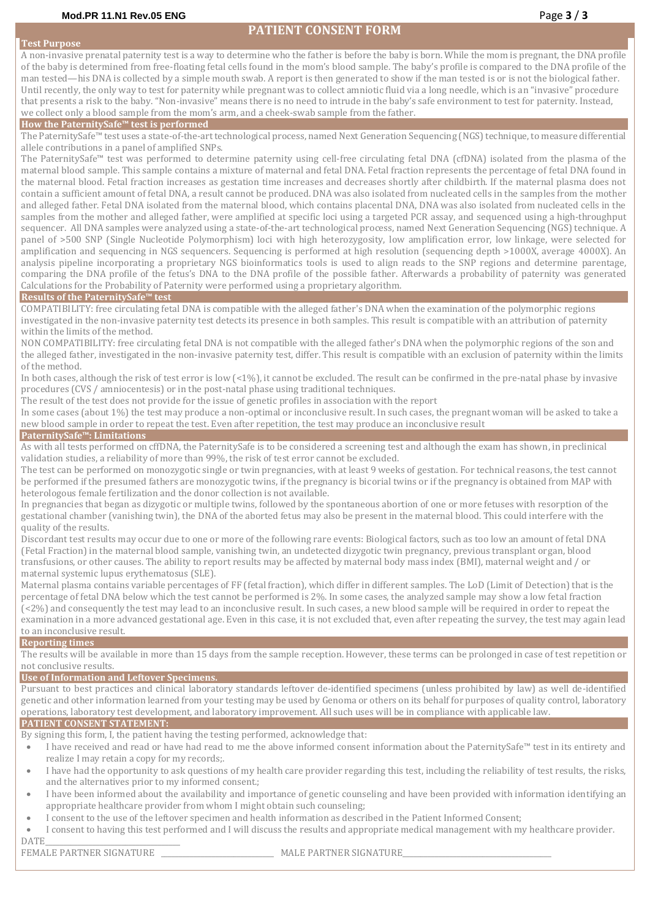# PATIENT CONSENT FORM

## Test Purpose

A non-invasive prenatal paternity test is a way to determine who the father is before the baby is born. While the mom is pregnant, the DNA profile of the baby is determined from free-floating fetal cells found in the mom's blood sample. The baby's profile is compared to the DNA profile of the man tested—his DNA is collected by a simple mouth swab. A report is then generated to show if the man tested is or is not the biological father. Until recently, the only way to test for paternity while pregnant was to collect amniotic fluid via a long needle, which is an "invasive" procedure that presents a risk to the baby. "Non-invasive" means there is no need to intrude in the baby's safe environment to test for paternity. Instead, we collect only a blood sample from the mom's arm, and a cheek-swab sample from the father.

## How the PaternitySafe™ test is performed

The PaternitySafe™ test uses a state-of-the-art technological process, named Next Generation Sequencing (NGS) technique, to measure differential allele contributions in a panel of amplified SNPs.

The PaternitySafe™ test was performed to determine paternity using cell-free circulating fetal DNA (cfDNA) isolated from the plasma of the maternal blood sample. This sample contains a mixture of maternal and fetal DNA. Fetal fraction represents the percentage of fetal DNA found in the maternal blood. Fetal fraction increases as gestation time increases and decreases shortly after childbirth. If the maternal plasma does not contain a sufficient amount of fetal DNA, a result cannot be produced. DNA was also isolated from nucleated cells in the samples from the mother and alleged father. Fetal DNA isolated from the maternal blood, which contains placental DNA, DNA was also isolated from nucleated cells in the samples from the mother and alleged father, were amplified at specific loci using a targeted PCR assay, and sequenced using a high-throughput sequencer. All DNA samples were analyzed using a state-of-the-art technological process, named Next Generation Sequencing (NGS) technique. A panel of >500 SNP (Single Nucleotide Polymorphism) loci with high heterozygosity, low amplification error, low linkage, were selected for amplification and sequencing in NGS sequencers. Sequencing is performed at high resolution (sequencing depth >1000X, average 4000X). An analysis pipeline incorporating a proprietary NGS bioinformatics tools is used to align reads to the SNP regions and determine parentage, comparing the DNA profile of the fetus's DNA to the DNA profile of the possible father. Afterwards a probability of paternity was generated Calculations for the Probability of Paternity were performed using a proprietary algorithm.

## Results of the PaternitySafe™ test

COMPATIBILITY: free circulating fetal DNA is compatible with the alleged father's DNA when the examination of the polymorphic regions investigated in the non-invasive paternity test detects its presence in both samples. This result is compatible with an attribution of paternity within the limits of the method.

NON COMPATIBILITY: free circulating fetal DNA is not compatible with the alleged father's DNA when the polymorphic regions of the son and the alleged father, investigated in the non-invasive paternity test, differ. This result is compatible with an exclusion of paternity within the limits of the method.

In both cases, although the risk of test error is low (<1%), it cannot be excluded. The result can be confirmed in the pre-natal phase by invasive procedures (CVS / amniocentesis) or in the post-natal phase using traditional techniques.

The result of the test does not provide for the issue of genetic profiles in association with the report

In some cases (about 1%) the test may produce a non-optimal or inconclusive result. In such cases, the pregnant woman will be asked to take a new blood sample in order to repeat the test. Even after repetition, the test may produce an inconclusive result

## PaternitySafe™: Limitations

As with all tests performed on cffDNA, the PaternitySafe is to be considered a screening test and although the exam has shown, in preclinical validation studies, a reliability of more than 99%, the risk of test error cannot be excluded.

The test can be performed on monozygotic single or twin pregnancies, with at least 9 weeks of gestation. For technical reasons, the test cannot be performed if the presumed fathers are monozygotic twins, if the pregnancy is bicorial twins or if the pregnancy is obtained from MAP with heterologous female fertilization and the donor collection is not available.

In pregnancies that began as dizygotic or multiple twins, followed by the spontaneous abortion of one or more fetuses with resorption of the gestational chamber (vanishing twin), the DNA of the aborted fetus may also be present in the maternal blood. This could interfere with the quality of the results.

Discordant test results may occur due to one or more of the following rare events: Biological factors, such as too low an amount of fetal DNA (Fetal Fraction) in the maternal blood sample, vanishing twin, an undetected dizygotic twin pregnancy, previous transplant organ, blood transfusions, or other causes. The ability to report results may be affected by maternal body mass index (BMI), maternal weight and / or maternal systemic lupus erythematosus (SLE).

Maternal plasma contains variable percentages of FF (fetal fraction), which differ in different samples. The LoD (Limit of Detection) that is the percentage of fetal DNA below which the test cannot be performed is 2%. In some cases, the analyzed sample may show a low fetal fraction (<2%) and consequently the test may lead to an inconclusive result. In such cases, a new blood sample will be required in order to repeat the examination in a more advanced gestational age. Even in this case, it is not excluded that, even after repeating the survey, the test may again lead to an inconclusive result.

## Reporting times

The results will be available in more than 15 days from the sample reception. However, these terms can be prolonged in case of test repetition or not conclusive results.

## Use of Information and Leftover Specimens.

Pursuant to best practices and clinical laboratory standards leftover de-identified specimens (unless prohibited by law) as well de-identified genetic and other information learned from your testing may be used by Genoma or others on its behalf for purposes of quality control, laboratory operations, laboratory test development, and laboratory improvement. All such uses will be in compliance with applicable law.

## PATIENT CONSENT STATEMENT:

By signing this form, I, the patient having the testing performed, acknowledge that:

- I have received and read or have had read to me the above informed consent information about the PaternitySafe™ test in its entirety and realize I may retain a copy for my records;.
- I have had the opportunity to ask questions of my health care provider regarding this test, including the reliability of test results, the risks, and the alternatives prior to my informed consent.;
- I have been informed about the availability and importance of genetic counseling and have been provided with information identifying an appropriate healthcare provider from whom I might obtain such counseling;
- I consent to the use of the leftover specimen and health information as described in the Patient Informed Consent;
- I consent to having this test performed and I will discuss the results and appropriate medical management with my healthcare provider.

DATE\_\_\_\_\_\_\_\_\_\_\_\_\_\_\_\_\_\_\_\_\_\_\_\_\_\_\_\_

FEMALE PARTNER SIGNATURE \_\_\_\_\_\_\_\_\_\_\_\_\_\_\_\_\_\_\_\_\_\_\_\_ MALE PARTNER SIGNATURE\_\_\_\_\_\_\_\_\_\_\_\_\_\_\_\_\_\_\_\_\_\_\_\_\_\_\_\_\_\_